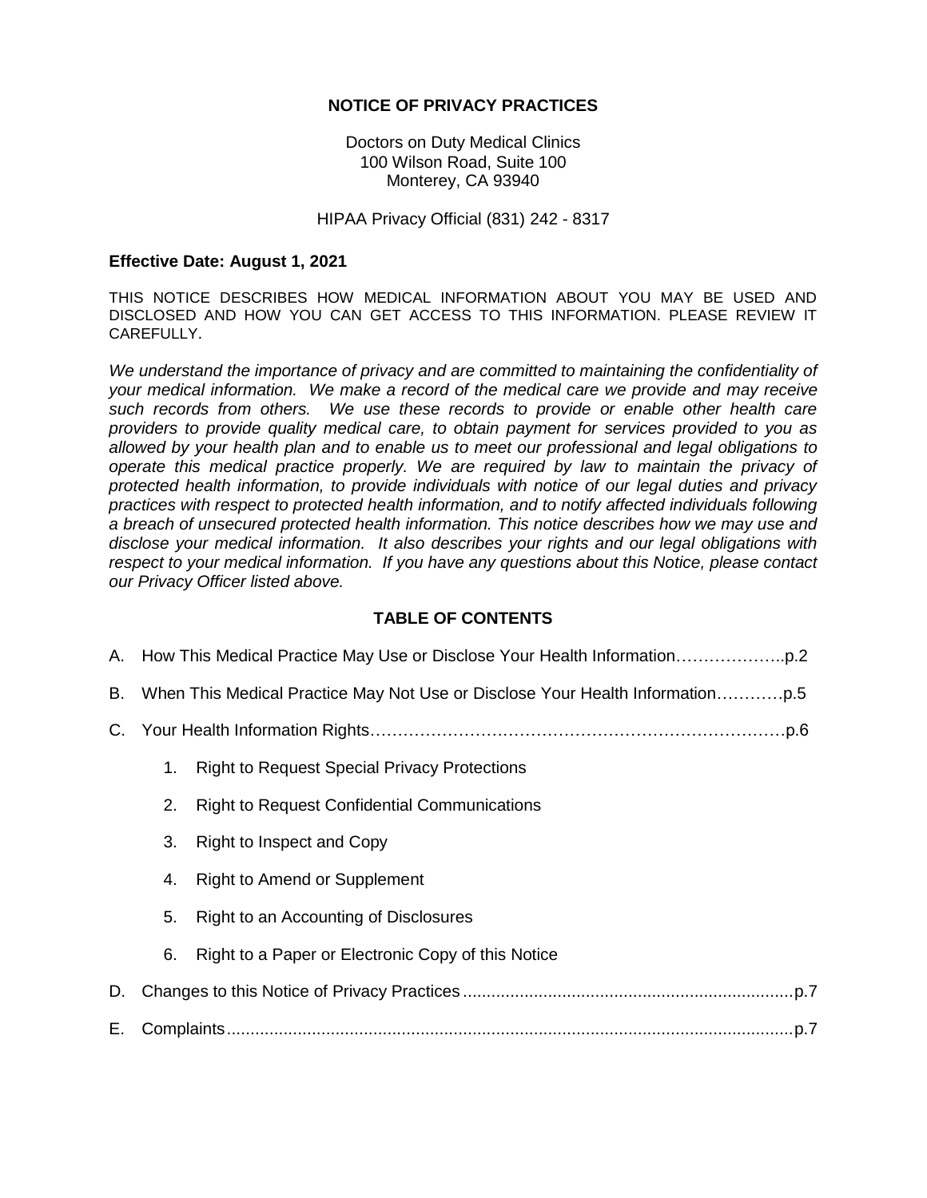# NOTICE OF PRIVACY PRACTICES

Doctors on Duty Medical Clinics
100 Wilson Road, Suite 100
Monterey, CA 93940

HIPAA Privacy Official (831) 242 - 8317

**Effective Date: August 1, 2021**

THIS NOTICE DESCRIBES HOW MEDICAL INFORMATION ABOUT YOU MAY BE USED AND DISCLOSED AND HOW YOU CAN GET ACCESS TO THIS INFORMATION. PLEASE REVIEW IT CAREFULLY.

*We understand the importance of privacy and are committed to maintaining the confidentiality of your medical information. We make a record of the medical care we provide and may receive such records from others. We use these records to provide or enable other health care providers to provide quality medical care, to obtain payment for services provided to you as allowed by your health plan and to enable us to meet our professional and legal obligations to operate this medical practice properly. We are required by law to maintain the privacy of protected health information, to provide individuals with notice of our legal duties and privacy practices with respect to protected health information, and to notify affected individuals following a breach of unsecured protected health information. This notice describes how we may use and disclose your medical information. It also describes your rights and our legal obligations with respect to your medical information. If you have any questions about this Notice, please contact our Privacy Officer listed above.*

## TABLE OF CONTENTS

A. How This Medical Practice May Use or Disclose Your Health Information………………..p.2

B. When This Medical Practice May Not Use or Disclose Your Health Information…………p.5

C. Your Health Information Rights……………………………………………………………….p.6

1. Right to Request Special Privacy Protections
2. Right to Request Confidential Communications
3. Right to Inspect and Copy
4. Right to Amend or Supplement
5. Right to an Accounting of Disclosures
6. Right to a Paper or Electronic Copy of this Notice

D. Changes to this Notice of Privacy Practices......................................................................p.7

E. Complaints........................................................................................................................p.7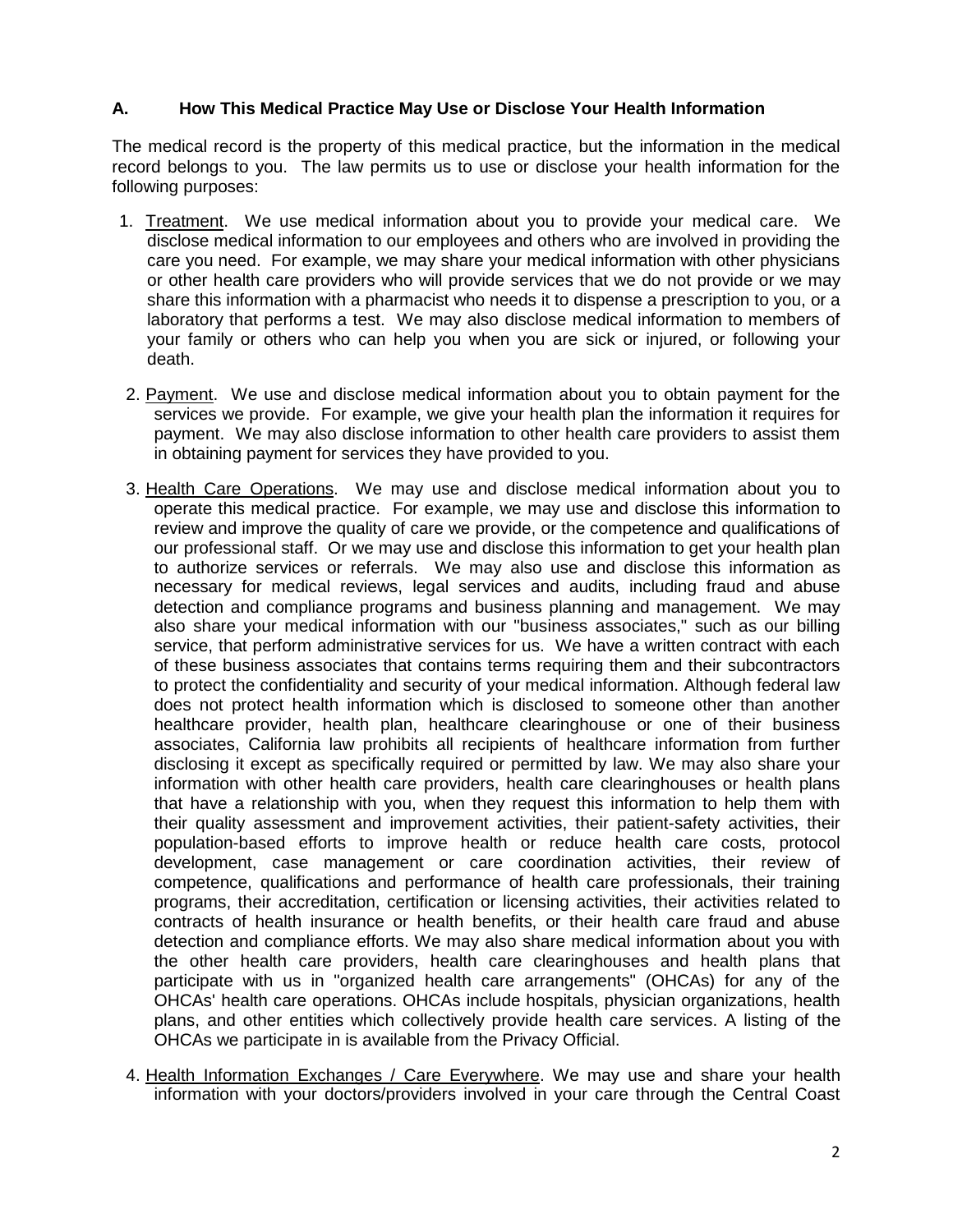## A. How This Medical Practice May Use or Disclose Your Health Information

The medical record is the property of this medical practice, but the information in the medical record belongs to you. The law permits us to use or disclose your health information for the following purposes:

1. Treatment. We use medical information about you to provide your medical care. We disclose medical information to our employees and others who are involved in providing the care you need. For example, we may share your medical information with other physicians or other health care providers who will provide services that we do not provide or we may share this information with a pharmacist who needs it to dispense a prescription to you, or a laboratory that performs a test. We may also disclose medical information to members of your family or others who can help you when you are sick or injured, or following your death.

2. Payment. We use and disclose medical information about you to obtain payment for the services we provide. For example, we give your health plan the information it requires for payment. We may also disclose information to other health care providers to assist them in obtaining payment for services they have provided to you.

3. Health Care Operations. We may use and disclose medical information about you to operate this medical practice. For example, we may use and disclose this information to review and improve the quality of care we provide, or the competence and qualifications of our professional staff. Or we may use and disclose this information to get your health plan to authorize services or referrals. We may also use and disclose this information as necessary for medical reviews, legal services and audits, including fraud and abuse detection and compliance programs and business planning and management. We may also share your medical information with our "business associates," such as our billing service, that perform administrative services for us. We have a written contract with each of these business associates that contains terms requiring them and their subcontractors to protect the confidentiality and security of your medical information. Although federal law does not protect health information which is disclosed to someone other than another healthcare provider, health plan, healthcare clearinghouse or one of their business associates, California law prohibits all recipients of healthcare information from further disclosing it except as specifically required or permitted by law. We may also share your information with other health care providers, health care clearinghouses or health plans that have a relationship with you, when they request this information to help them with their quality assessment and improvement activities, their patient-safety activities, their population-based efforts to improve health or reduce health care costs, protocol development, case management or care coordination activities, their review of competence, qualifications and performance of health care professionals, their training programs, their accreditation, certification or licensing activities, their activities related to contracts of health insurance or health benefits, or their health care fraud and abuse detection and compliance efforts. We may also share medical information about you with the other health care providers, health care clearinghouses and health plans that participate with us in "organized health care arrangements" (OHCAs) for any of the OHCAs' health care operations. OHCAs include hospitals, physician organizations, health plans, and other entities which collectively provide health care services. A listing of the OHCAs we participate in is available from the Privacy Official.

4. Health Information Exchanges / Care Everywhere. We may use and share your health information with your doctors/providers involved in your care through the Central Coast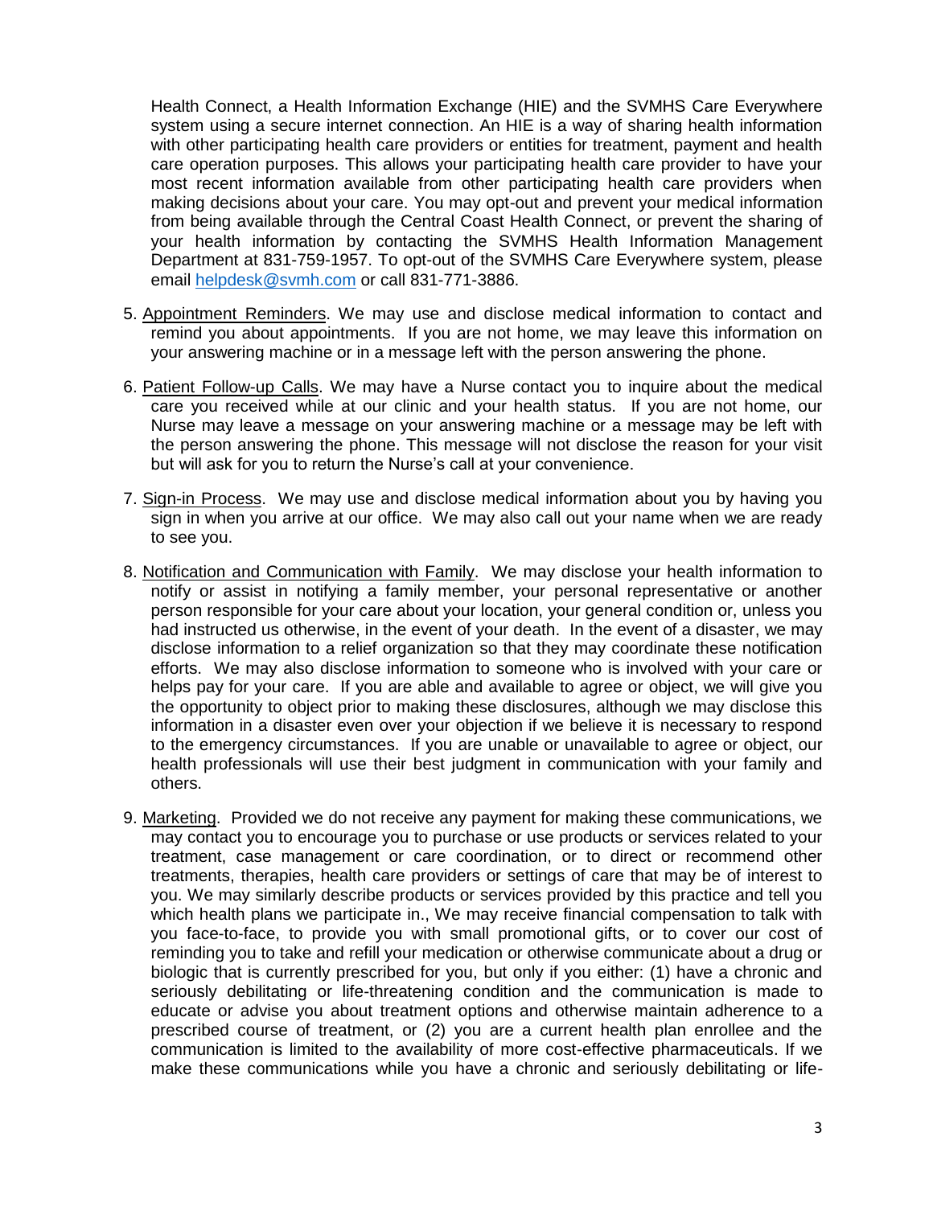Health Connect, a Health Information Exchange (HIE) and the SVMHS Care Everywhere system using a secure internet connection. An HIE is a way of sharing health information with other participating health care providers or entities for treatment, payment and health care operation purposes. This allows your participating health care provider to have your most recent information available from other participating health care providers when making decisions about your care. You may opt-out and prevent your medical information from being available through the Central Coast Health Connect, or prevent the sharing of your health information by contacting the SVMHS Health Information Management Department at 831-759-1957. To opt-out of the SVMHS Care Everywhere system, please email helpdesk@svmh.com or call 831-771-3886.

5. Appointment Reminders. We may use and disclose medical information to contact and remind you about appointments. If you are not home, we may leave this information on your answering machine or in a message left with the person answering the phone.

6. Patient Follow-up Calls. We may have a Nurse contact you to inquire about the medical care you received while at our clinic and your health status. If you are not home, our Nurse may leave a message on your answering machine or a message may be left with the person answering the phone. This message will not disclose the reason for your visit but will ask for you to return the Nurse's call at your convenience.

7. Sign-in Process. We may use and disclose medical information about you by having you sign in when you arrive at our office. We may also call out your name when we are ready to see you.

8. Notification and Communication with Family. We may disclose your health information to notify or assist in notifying a family member, your personal representative or another person responsible for your care about your location, your general condition or, unless you had instructed us otherwise, in the event of your death. In the event of a disaster, we may disclose information to a relief organization so that they may coordinate these notification efforts. We may also disclose information to someone who is involved with your care or helps pay for your care. If you are able and available to agree or object, we will give you the opportunity to object prior to making these disclosures, although we may disclose this information in a disaster even over your objection if we believe it is necessary to respond to the emergency circumstances. If you are unable or unavailable to agree or object, our health professionals will use their best judgment in communication with your family and others.

9. Marketing. Provided we do not receive any payment for making these communications, we may contact you to encourage you to purchase or use products or services related to your treatment, case management or care coordination, or to direct or recommend other treatments, therapies, health care providers or settings of care that may be of interest to you. We may similarly describe products or services provided by this practice and tell you which health plans we participate in., We may receive financial compensation to talk with you face-to-face, to provide you with small promotional gifts, or to cover our cost of reminding you to take and refill your medication or otherwise communicate about a drug or biologic that is currently prescribed for you, but only if you either: (1) have a chronic and seriously debilitating or life-threatening condition and the communication is made to educate or advise you about treatment options and otherwise maintain adherence to a prescribed course of treatment, or (2) you are a current health plan enrollee and the communication is limited to the availability of more cost-effective pharmaceuticals. If we make these communications while you have a chronic and seriously debilitating or life-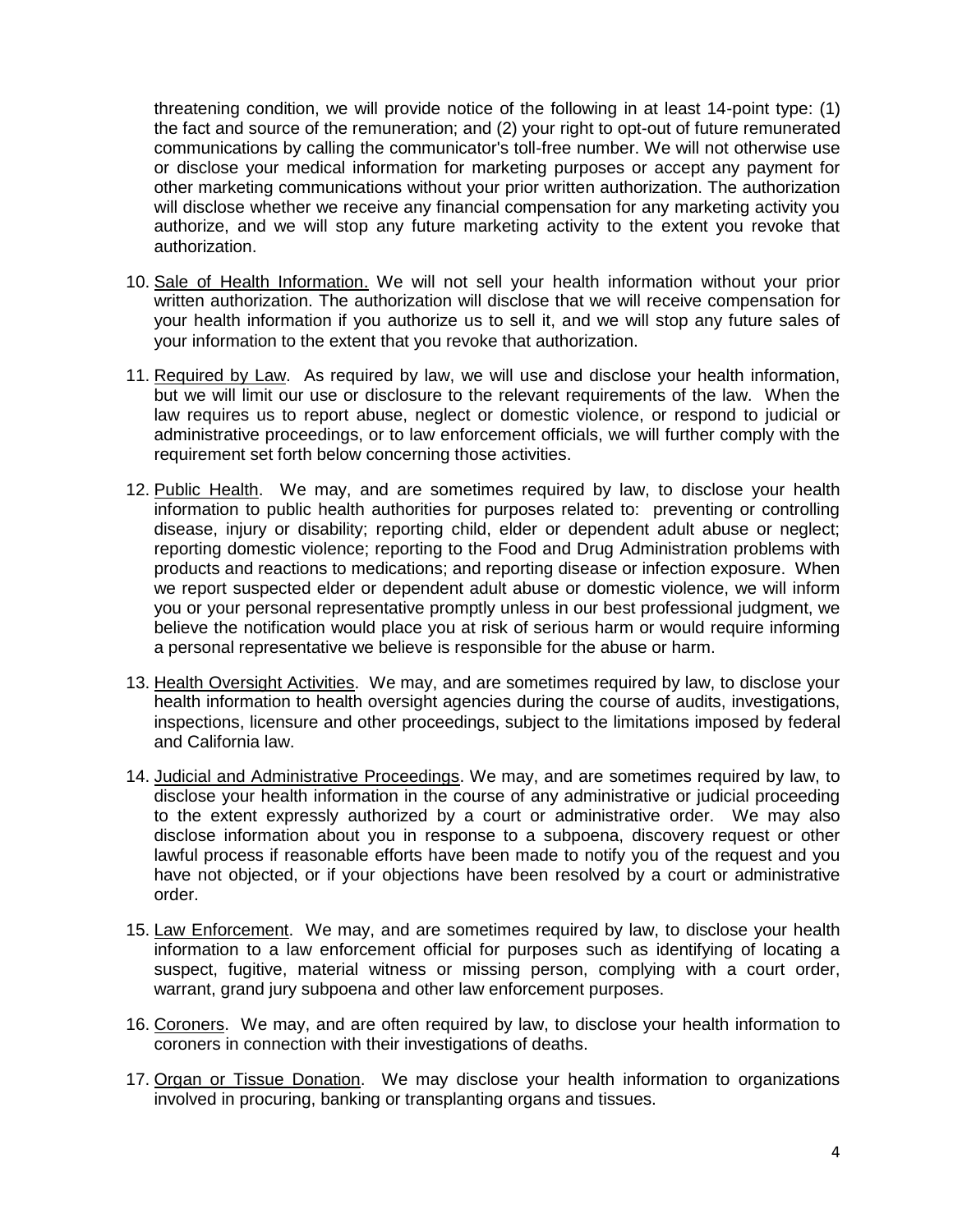threatening condition, we will provide notice of the following in at least 14-point type: (1) the fact and source of the remuneration; and (2) your right to opt-out of future remunerated communications by calling the communicator's toll-free number. We will not otherwise use or disclose your medical information for marketing purposes or accept any payment for other marketing communications without your prior written authorization. The authorization will disclose whether we receive any financial compensation for any marketing activity you authorize, and we will stop any future marketing activity to the extent you revoke that authorization.

10. Sale of Health Information. We will not sell your health information without your prior written authorization. The authorization will disclose that we will receive compensation for your health information if you authorize us to sell it, and we will stop any future sales of your information to the extent that you revoke that authorization.

11. Required by Law. As required by law, we will use and disclose your health information, but we will limit our use or disclosure to the relevant requirements of the law. When the law requires us to report abuse, neglect or domestic violence, or respond to judicial or administrative proceedings, or to law enforcement officials, we will further comply with the requirement set forth below concerning those activities.

12. Public Health. We may, and are sometimes required by law, to disclose your health information to public health authorities for purposes related to: preventing or controlling disease, injury or disability; reporting child, elder or dependent adult abuse or neglect; reporting domestic violence; reporting to the Food and Drug Administration problems with products and reactions to medications; and reporting disease or infection exposure. When we report suspected elder or dependent adult abuse or domestic violence, we will inform you or your personal representative promptly unless in our best professional judgment, we believe the notification would place you at risk of serious harm or would require informing a personal representative we believe is responsible for the abuse or harm.

13. Health Oversight Activities. We may, and are sometimes required by law, to disclose your health information to health oversight agencies during the course of audits, investigations, inspections, licensure and other proceedings, subject to the limitations imposed by federal and California law.

14. Judicial and Administrative Proceedings. We may, and are sometimes required by law, to disclose your health information in the course of any administrative or judicial proceeding to the extent expressly authorized by a court or administrative order. We may also disclose information about you in response to a subpoena, discovery request or other lawful process if reasonable efforts have been made to notify you of the request and you have not objected, or if your objections have been resolved by a court or administrative order.

15. Law Enforcement. We may, and are sometimes required by law, to disclose your health information to a law enforcement official for purposes such as identifying of locating a suspect, fugitive, material witness or missing person, complying with a court order, warrant, grand jury subpoena and other law enforcement purposes.

16. Coroners. We may, and are often required by law, to disclose your health information to coroners in connection with their investigations of deaths.

17. Organ or Tissue Donation. We may disclose your health information to organizations involved in procuring, banking or transplanting organs and tissues.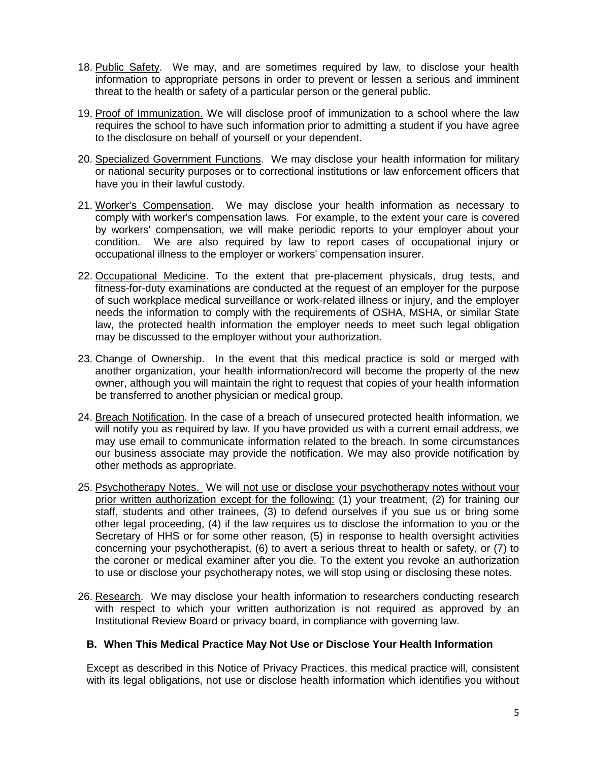18. Public Safety. We may, and are sometimes required by law, to disclose your health information to appropriate persons in order to prevent or lessen a serious and imminent threat to the health or safety of a particular person or the general public.

19. Proof of Immunization. We will disclose proof of immunization to a school where the law requires the school to have such information prior to admitting a student if you have agree to the disclosure on behalf of yourself or your dependent.

20. Specialized Government Functions. We may disclose your health information for military or national security purposes or to correctional institutions or law enforcement officers that have you in their lawful custody.

21. Worker's Compensation. We may disclose your health information as necessary to comply with worker's compensation laws. For example, to the extent your care is covered by workers' compensation, we will make periodic reports to your employer about your condition. We are also required by law to report cases of occupational injury or occupational illness to the employer or workers' compensation insurer.

22. Occupational Medicine. To the extent that pre-placement physicals, drug tests, and fitness-for-duty examinations are conducted at the request of an employer for the purpose of such workplace medical surveillance or work-related illness or injury, and the employer needs the information to comply with the requirements of OSHA, MSHA, or similar State law, the protected health information the employer needs to meet such legal obligation may be discussed to the employer without your authorization.

23. Change of Ownership. In the event that this medical practice is sold or merged with another organization, your health information/record will become the property of the new owner, although you will maintain the right to request that copies of your health information be transferred to another physician or medical group.

24. Breach Notification. In the case of a breach of unsecured protected health information, we will notify you as required by law. If you have provided us with a current email address, we may use email to communicate information related to the breach. In some circumstances our business associate may provide the notification. We may also provide notification by other methods as appropriate.

25. Psychotherapy Notes. We will not use or disclose your psychotherapy notes without your prior written authorization except for the following: (1) your treatment, (2) for training our staff, students and other trainees, (3) to defend ourselves if you sue us or bring some other legal proceeding, (4) if the law requires us to disclose the information to you or the Secretary of HHS or for some other reason, (5) in response to health oversight activities concerning your psychotherapist, (6) to avert a serious threat to health or safety, or (7) to the coroner or medical examiner after you die. To the extent you revoke an authorization to use or disclose your psychotherapy notes, we will stop using or disclosing these notes.

26. Research. We may disclose your health information to researchers conducting research with respect to which your written authorization is not required as approved by an Institutional Review Board or privacy board, in compliance with governing law.

### B. When This Medical Practice May Not Use or Disclose Your Health Information

Except as described in this Notice of Privacy Practices, this medical practice will, consistent with its legal obligations, not use or disclose health information which identifies you without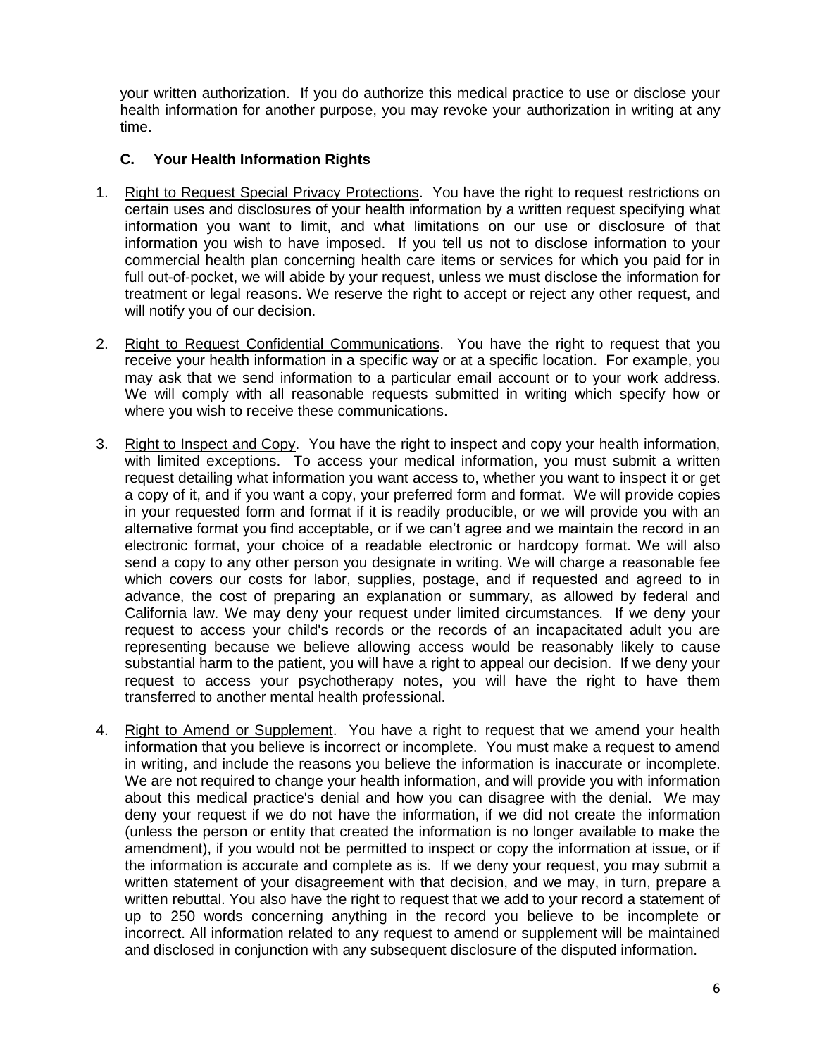your written authorization. If you do authorize this medical practice to use or disclose your health information for another purpose, you may revoke your authorization in writing at any time.

### C. Your Health Information Rights

1. Right to Request Special Privacy Protections. You have the right to request restrictions on certain uses and disclosures of your health information by a written request specifying what information you want to limit, and what limitations on our use or disclosure of that information you wish to have imposed. If you tell us not to disclose information to your commercial health plan concerning health care items or services for which you paid for in full out-of-pocket, we will abide by your request, unless we must disclose the information for treatment or legal reasons. We reserve the right to accept or reject any other request, and will notify you of our decision.

2. Right to Request Confidential Communications. You have the right to request that you receive your health information in a specific way or at a specific location. For example, you may ask that we send information to a particular email account or to your work address. We will comply with all reasonable requests submitted in writing which specify how or where you wish to receive these communications.

3. Right to Inspect and Copy. You have the right to inspect and copy your health information, with limited exceptions. To access your medical information, you must submit a written request detailing what information you want access to, whether you want to inspect it or get a copy of it, and if you want a copy, your preferred form and format. We will provide copies in your requested form and format if it is readily producible, or we will provide you with an alternative format you find acceptable, or if we can't agree and we maintain the record in an electronic format, your choice of a readable electronic or hardcopy format. We will also send a copy to any other person you designate in writing. We will charge a reasonable fee which covers our costs for labor, supplies, postage, and if requested and agreed to in advance, the cost of preparing an explanation or summary, as allowed by federal and California law. We may deny your request under limited circumstances. If we deny your request to access your child's records or the records of an incapacitated adult you are representing because we believe allowing access would be reasonably likely to cause substantial harm to the patient, you will have a right to appeal our decision. If we deny your request to access your psychotherapy notes, you will have the right to have them transferred to another mental health professional.

4. Right to Amend or Supplement. You have a right to request that we amend your health information that you believe is incorrect or incomplete. You must make a request to amend in writing, and include the reasons you believe the information is inaccurate or incomplete. We are not required to change your health information, and will provide you with information about this medical practice's denial and how you can disagree with the denial. We may deny your request if we do not have the information, if we did not create the information (unless the person or entity that created the information is no longer available to make the amendment), if you would not be permitted to inspect or copy the information at issue, or if the information is accurate and complete as is. If we deny your request, you may submit a written statement of your disagreement with that decision, and we may, in turn, prepare a written rebuttal. You also have the right to request that we add to your record a statement of up to 250 words concerning anything in the record you believe to be incomplete or incorrect. All information related to any request to amend or supplement will be maintained and disclosed in conjunction with any subsequent disclosure of the disputed information.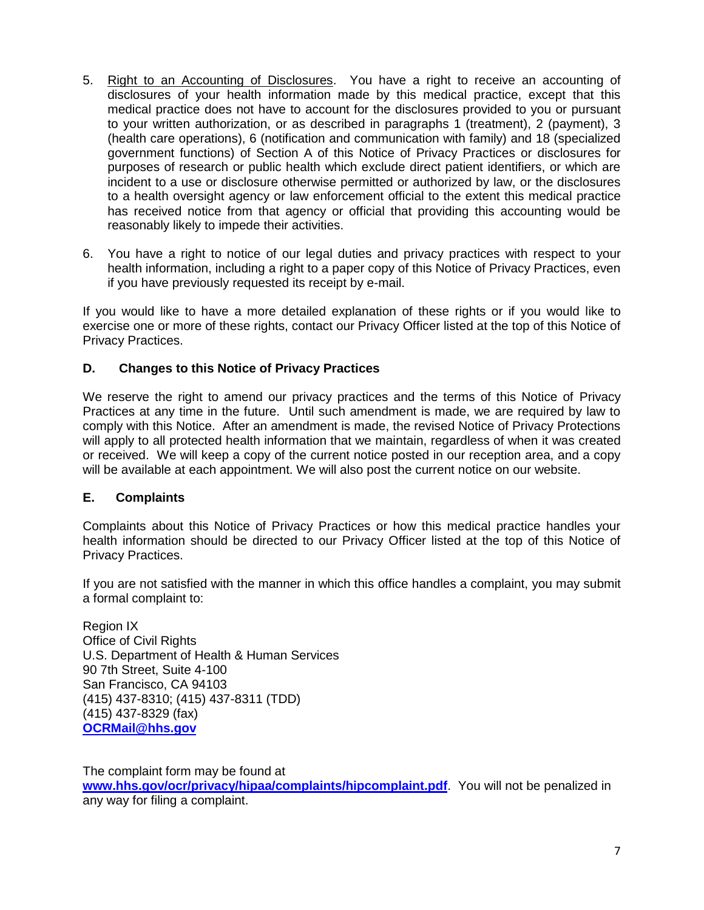5. <u>Right to an Accounting of Disclosures</u>. You have a right to receive an accounting of disclosures of your health information made by this medical practice, except that this medical practice does not have to account for the disclosures provided to you or pursuant to your written authorization, or as described in paragraphs 1 (treatment), 2 (payment), 3 (health care operations), 6 (notification and communication with family) and 18 (specialized government functions) of Section A of this Notice of Privacy Practices or disclosures for purposes of research or public health which exclude direct patient identifiers, or which are incident to a use or disclosure otherwise permitted or authorized by law, or the disclosures to a health oversight agency or law enforcement official to the extent this medical practice has received notice from that agency or official that providing this accounting would be reasonably likely to impede their activities.

6. You have a right to notice of our legal duties and privacy practices with respect to your health information, including a right to a paper copy of this Notice of Privacy Practices, even if you have previously requested its receipt by e-mail.

If you would like to have a more detailed explanation of these rights or if you would like to exercise one or more of these rights, contact our Privacy Officer listed at the top of this Notice of Privacy Practices.

## D. Changes to this Notice of Privacy Practices

We reserve the right to amend our privacy practices and the terms of this Notice of Privacy Practices at any time in the future. Until such amendment is made, we are required by law to comply with this Notice. After an amendment is made, the revised Notice of Privacy Protections will apply to all protected health information that we maintain, regardless of when it was created or received. We will keep a copy of the current notice posted in our reception area, and a copy will be available at each appointment. We will also post the current notice on our website.

## E. Complaints

Complaints about this Notice of Privacy Practices or how this medical practice handles your health information should be directed to our Privacy Officer listed at the top of this Notice of Privacy Practices.

If you are not satisfied with the manner in which this office handles a complaint, you may submit a formal complaint to:

Region IX
Office of Civil Rights
U.S. Department of Health & Human Services
90 7th Street, Suite 4-100
San Francisco, CA 94103
(415) 437-8310; (415) 437-8311 (TDD)
(415) 437-8329 (fax)
**OCRMail@hhs.gov**

The complaint form may be found at **www.hhs.gov/ocr/privacy/hipaa/complaints/hipcomplaint.pdf**. You will not be penalized in any way for filing a complaint.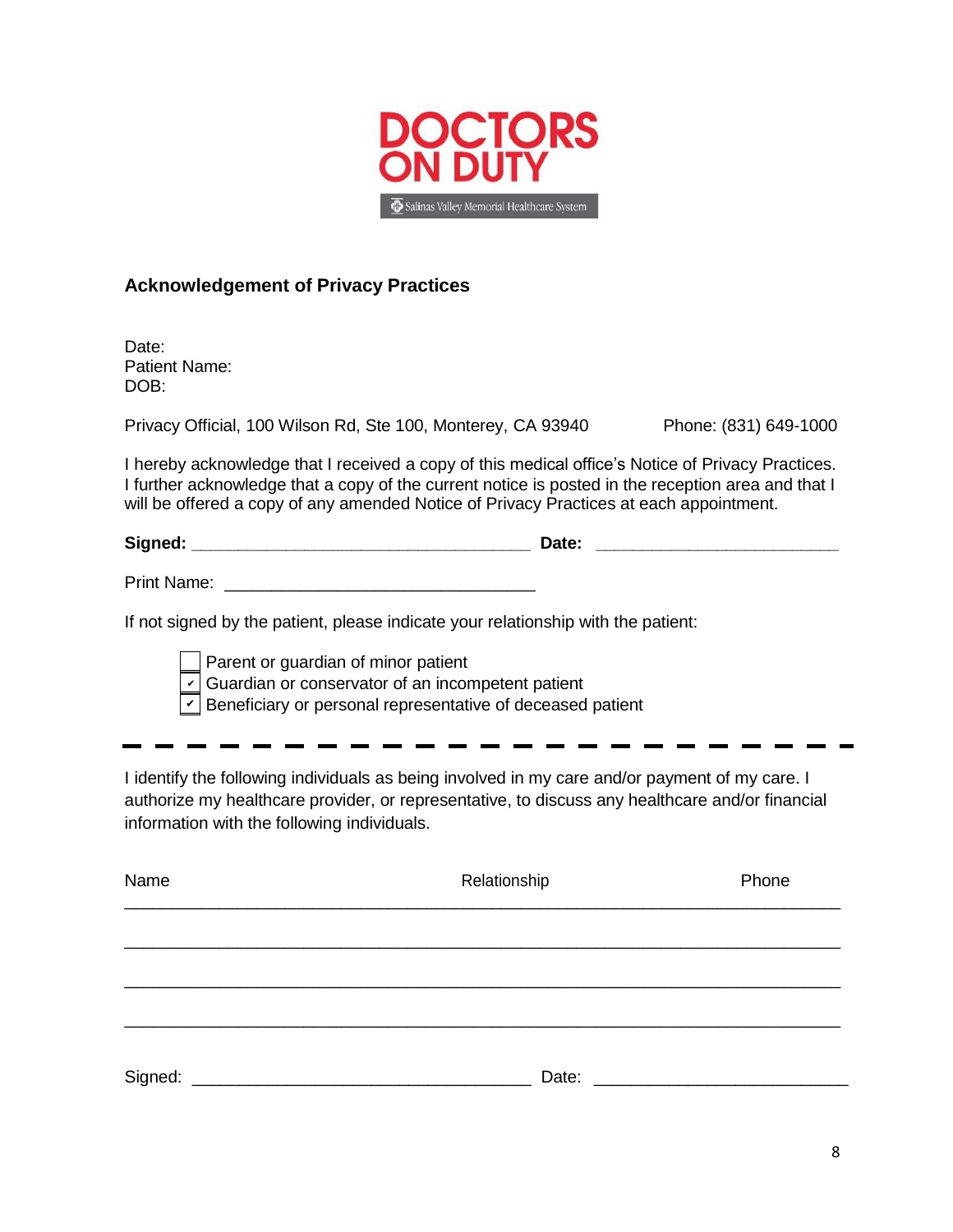DOCTORS ON DUTY

Salinas Valley Memorial Healthcare System

## Acknowledgement of Privacy Practices

Date:
Patient Name:
DOB:

Privacy Official, 100 Wilson Rd, Ste 100, Monterey, CA 93940 Phone: (831) 649-1000

I hereby acknowledge that I received a copy of this medical office's Notice of Privacy Practices. I further acknowledge that a copy of the current notice is posted in the reception area and that I will be offered a copy of any amended Notice of Privacy Practices at each appointment.

**Signed:** ____________________________________ **Date:** __________________________

Print Name: _________________________________

If not signed by the patient, please indicate your relationship with the patient:

- ☐ Parent or guardian of minor patient
- ☑ Guardian or conservator of an incompetent patient
- ☑ Beneficiary or personal representative of deceased patient

---

I identify the following individuals as being involved in my care and/or payment of my care. I authorize my healthcare provider, or representative, to discuss any healthcare and/or financial information with the following individuals.

| Name | Relationship | Phone |
|---|---|---|
| | | |
| | | |
| | | |
| | | |

Signed: ____________________________________ Date: ___________________________